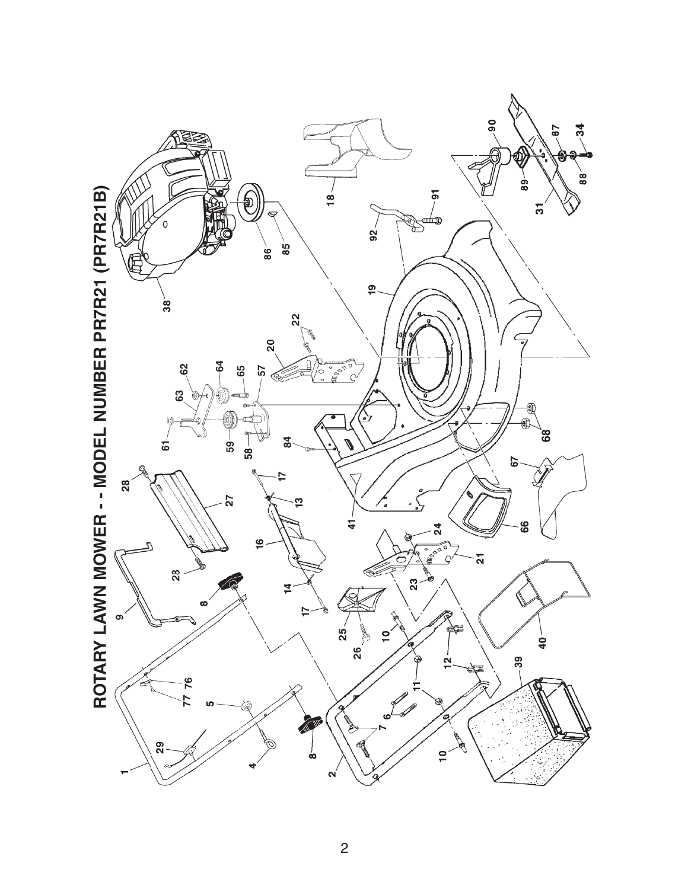# ROTARY LAWN MOWER - - MODEL NUMBER PR7R21 (PR7R21B)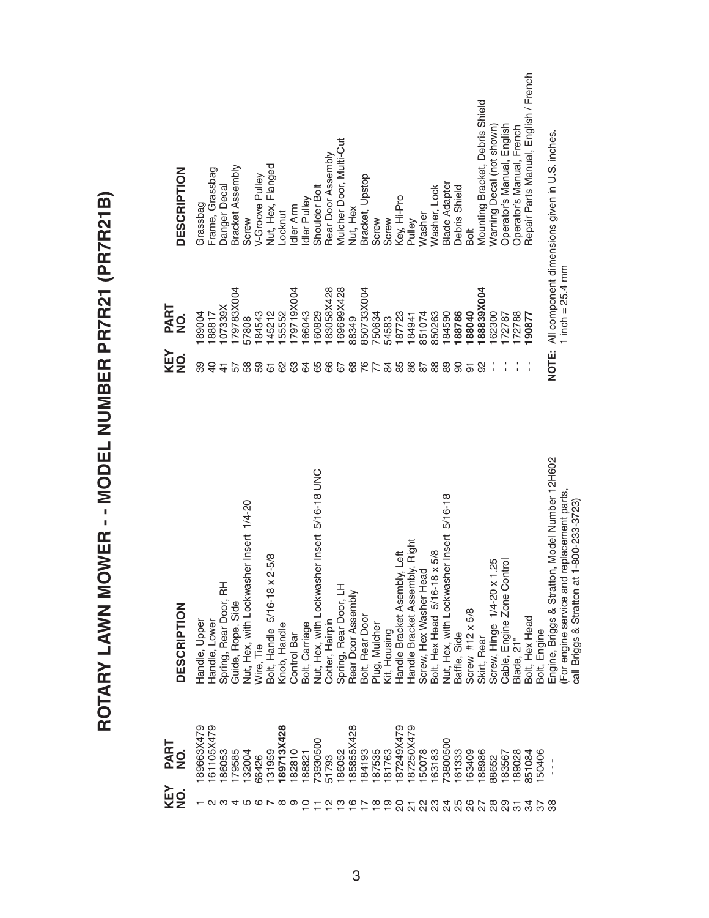# ROTARY LAWN MOWER - - MODEL NUMBER PR7R21 (PR7R21B)

| KEY NO. | PART NO. | DESCRIPTION |
|---|---|---|
| 1 | 189663X479 | Handle, Upper |
| 2 | 161105X479 | Handle, Lower |
| 3 | 186053 | Spring, Rear Door, RH |
| 4 | 179585 | Guide, Rope, Side |
| 5 | 132004 | Nut, Hex, with Lockwasher Insert 1/4-20 |
| 6 | 66426 | Wire, Tie |
| 7 | 131959 | Bolt, Handle 5/16-18 x 2-5/8 |
| 8 | **189713X428** | Knob, Handle |
| 9 | 182810 | Control Bar |
| 10 | 188821 | Bolt, Carriage |
| 11 | 73930500 | Nut, Hex, with Lockwasher Insert 5/16-18 UNC |
| 12 | 51793 | Cotter, Hairpin |
| 13 | 186052 | Spring, Rear Door, LH |
| 16 | 185855X428 | Rear Door Assembly |
| 17 | 184193 | Bolt, Rear Door |
| 18 | 187535 | Plug, Mulcher |
| 19 | 181763 | Kit, Housing |
| 20 | 187249X479 | Handle Bracket Asembly, Left |
| 21 | 187250X479 | Handle Bracket Assembly, Right |
| 22 | 150078 | Screw, Hex Washer Head |
| 23 | 163183 | Bolt, Hex Head 5/16-18 x 5/8 |
| 24 | 73800500 | Nut, Hex, with Lockwasher Insert 5/16-18 |
| 25 | 161333 | Baffle, Side |
| 26 | 163409 | Screw #12 x 5/8 |
| 27 | 188986 | Skirt, Rear |
| 28 | 88652 | Screw, Hinge 1/4-20 x 1.25 |
| 29 | 183567 | Cable, Engine Zone Control |
| 31 | 189028 | Blade, 21" |
| 34 | 851084 | Bolt, Hex Head |
| 37 | 150406 | Bolt, Engine |
| 38 | - - - | Engine, Briggs & Stratton, Model Number 12H602 (For engine service and replacement parts, call Briggs & Stratton at 1-800-233-3723) |

| KEY NO. | PART NO. | DESCRIPTION |
|---|---|---|
| 39 | 189004 | Grassbag |
| 40 | 188817 | Frame, Grassbag |
| 41 | 107339X | Danger Decal |
| 57 | 179783X004 | Bracket Assembly |
| 58 | 57808 | Screw |
| 59 | 184543 | V-Groove Pulley |
| 61 | 145212 | Nut, Hex, Flanged |
| 62 | 155552 | Locknut |
| 63 | 179719X004 | Idler Arm |
| 64 | 166043 | Idler Pulley |
| 65 | 160829 | Shoulder Bolt |
| 66 | 183058X428 | Rear Door Assembly |
| 67 | 169699X428 | Mulcher Door, Multi-Cut |
| 68 | 88349 | Nut, Hex |
| 76 | 850733X004 | Bracket, Upstop |
| 77 | 750634 | Screw |
| 84 | 54583 | Screw |
| 85 | 187723 | Key, Hi-Pro |
| 86 | 184941 | Pulley |
| 87 | 851074 | Washer |
| 88 | 850263 | Washer, Lock |
| 89 | 184590 | Blade Adapter |
| 90 | **188786** | Debris Shield |
| 91 | **188040** | Bolt |
| 92 | **188839X004** | Mounting Bracket, Debris Shield |
| - - | 162300 | Warning Decal (not shown) |
| - - | 172787 | Operator's Manual, English |
| - - | 172788 | Operator's Manual, French |
| - - | **190877** | Repair Parts Manual, English / French |

**NOTE:** All component dimensions given in U.S. inches.
1 inch = 25.4 mm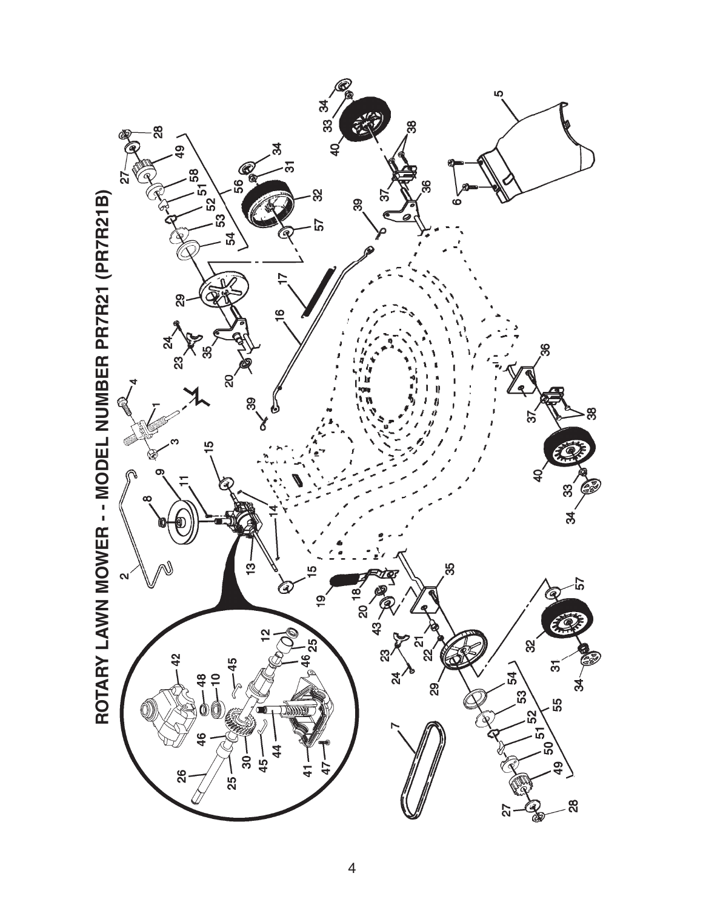# ROTARY LAWN MOWER - - MODEL NUMBER PR7R21 (PR7R21B)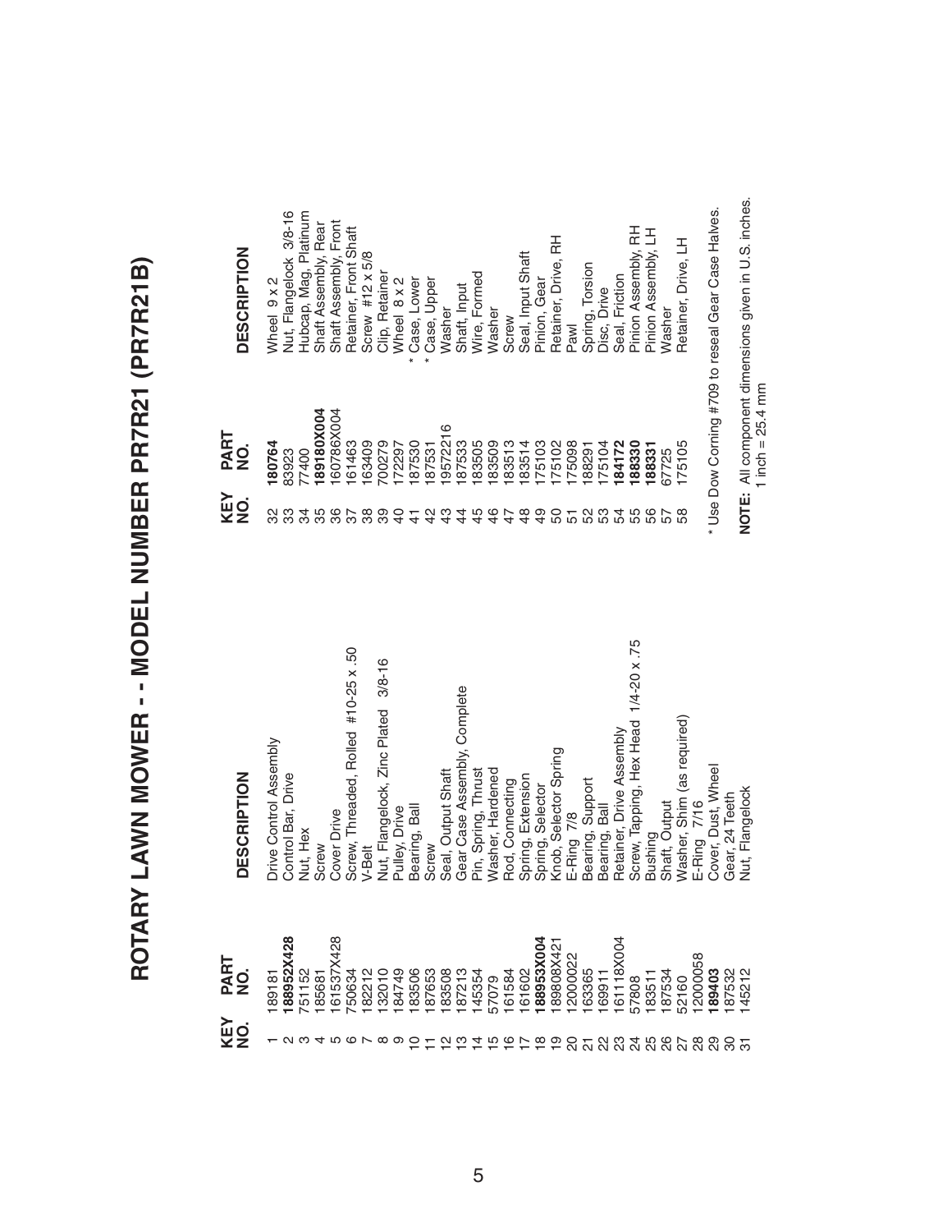# ROTARY LAWN MOWER - - MODEL NUMBER PR7R21 (PR7R21B)

| KEY NO. | PART NO. | DESCRIPTION |
|---|---|---|
| 1 | 189181 | Drive Control Assembly |
| 2 | **188952X428** | Control Bar, Drive |
| 3 | 751152 | Nut, Hex |
| 4 | 185681 | Screw |
| 5 | 161537X428 | Cover Drive |
| 6 | 750634 | Screw, Threaded, Rolled #10-25 x .50 |
| 7 | 182212 | V-Belt |
| 8 | 132010 | Nut, Flangelock, Zinc Plated 3/8-16 |
| 9 | 184749 | Pulley, Drive |
| 10 | 183506 | Bearing, Ball |
| 11 | 187653 | Screw |
| 12 | 183508 | Seal, Output Shaft |
| 13 | 187213 | Gear Case Assembly, Complete |
| 14 | 145354 | Pin, Spring, Thrust |
| 15 | 57079 | Washer, Hardened |
| 16 | 161584 | Rod, Connecting |
| 17 | 161602 | Spring, Extension |
| 18 | **188953X004** | Spring, Selector |
| 19 | 189808X421 | Knob, Selector Spring |
| 20 | 12000022 | E-Ring 7/8 |
| 21 | 163365 | Bearing, Support |
| 22 | 169911 | Bearing, Ball |
| 23 | 161118X004 | Retainer, Drive Assembly |
| 24 | 57808 | Screw, Tapping, Hex Head 1/4-20 x .75 |
| 25 | 183511 | Bushing |
| 26 | 187534 | Shaft, Output |
| 27 | 52160 | Washer, Shim (as required) |
| 28 | 12000058 | E-Ring 7/16 |
| 29 | **189403** | Cover, Dust, Wheel |
| 30 | 187532 | Gear, 24 Teeth |
| 31 | 145212 | Nut, Flangelock |
| 32 | **180764** | Wheel 9 x 2 |
| 33 | 83923 | Nut, Flangelock 3/8-16 |
| 34 | 77400 | Hubcap, Mag, Platinum |
| 35 | **189180X004** | Shaft Assembly, Rear |
| 36 | 160786X004 | Shaft Assembly, Front |
| 37 | 161463 | Retainer, Front Shaft |
| 38 | 163409 | Screw #12 x 5/8 |
| 39 | 700279 | Clip, Retainer |
| 40 | 172297 | Wheel 8 x 2 |
| 41 | 187530 | * Case, Lower |
| 42 | 187531 | * Case, Upper |
| 43 | 19572216 | Washer |
| 44 | 187533 | Shaft, Input |
| 45 | 183505 | Wire, Formed |
| 46 | 183509 | Washer |
| 47 | 183513 | Screw |
| 48 | 183514 | Seal, Input Shaft |
| 49 | 175103 | Pinion, Gear |
| 50 | 175102 | Retainer, Drive, RH |
| 51 | 175098 | Pawl |
| 52 | 188291 | Spring, Torsion |
| 53 | 175104 | Disc, Drive |
| 54 | **184172** | Seal, Friction |
| 55 | **188330** | Pinion Assembly, RH |
| 56 | **188331** | Pinion Assembly, LH |
| 57 | 67725 | Washer |
| 58 | 175105 | Retainer, Drive, LH |

\* Use Dow Corning #709 to reseal Gear Case Halves.

**NOTE:** All component dimensions given in U.S. inches.
1 inch = 25.4 mm